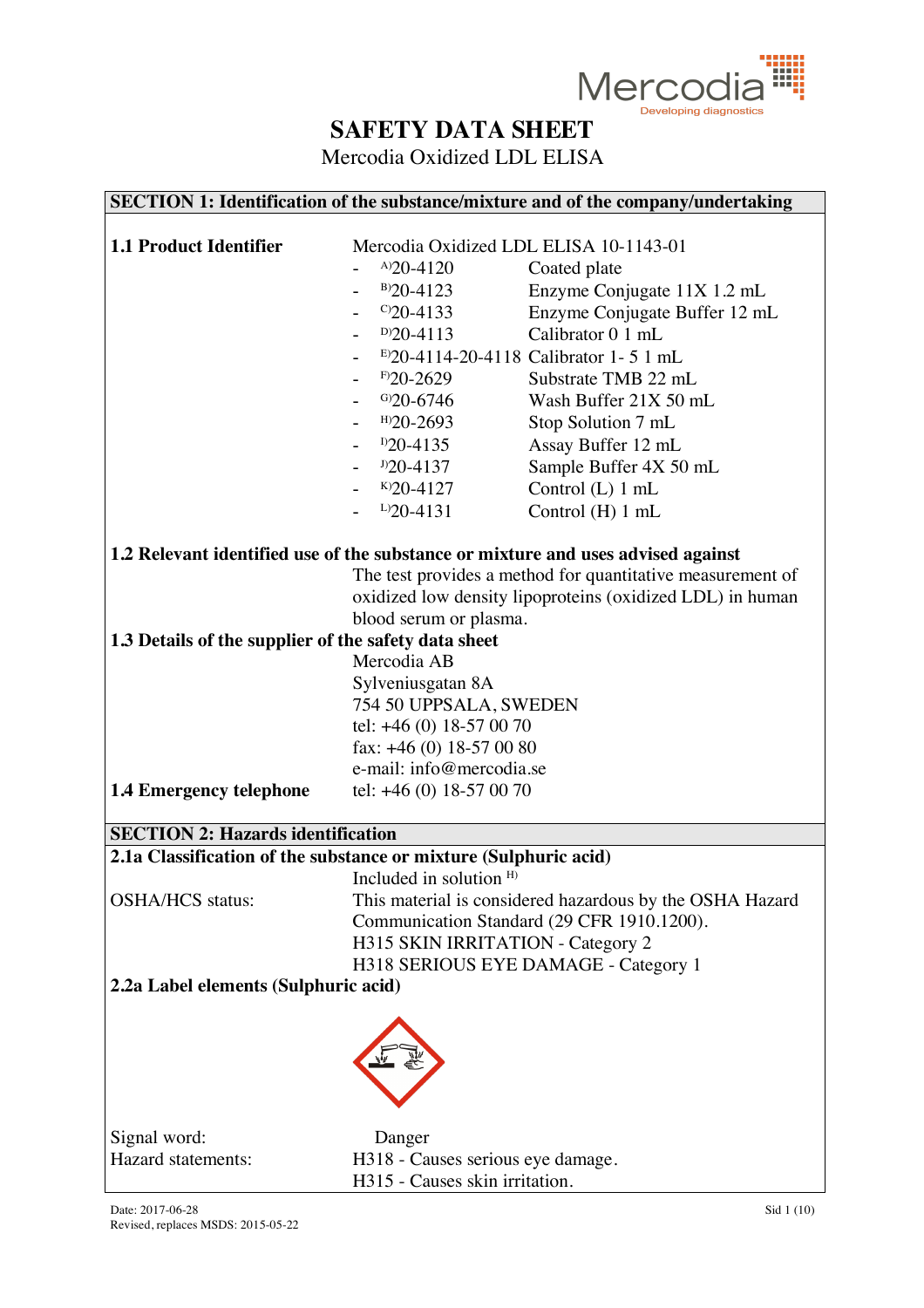# SAFETY DATA SHEET

Mercodia Oxidized LDL ELISA

## SECTION 1: Identification of the substance/mixture and of the company/undertaking

**1.1 Product Identifier**

Mercodia Oxidized LDL ELISA 10-1143-01

- [A]20-4120 Coated plate
- [B]20-4123 Enzyme Conjugate 11X 1.2 mL
- [C]20-4133 Enzyme Conjugate Buffer 12 mL
- [D]20-4113 Calibrator 0 1 mL
- [E]20-4114-20-4118 Calibrator 1- 5 1 mL
- [F]20-2629 Substrate TMB 22 mL
- [G]20-6746 Wash Buffer 21X 50 mL
- [H]20-2693 Stop Solution 7 mL
- [I]20-4135 Assay Buffer 12 mL
- [J]20-4137 Sample Buffer 4X 50 mL
- [K]20-4127 Control (L) 1 mL
- [L]20-4131 Control (H) 1 mL

**1.2 Relevant identified use of the substance or mixture and uses advised against**

The test provides a method for quantitative measurement of oxidized low density lipoproteins (oxidized LDL) in human blood serum or plasma.

**1.3 Details of the supplier of the safety data sheet**

Mercodia AB
Sylveniusgatan 8A
754 50 UPPSALA, SWEDEN
tel: +46 (0) 18-57 00 70
fax: +46 (0) 18-57 00 80
e-mail: info@mercodia.se

**1.4 Emergency telephone** tel: +46 (0) 18-57 00 70

## SECTION 2: Hazards identification

**2.1a Classification of the substance or mixture (Sulphuric acid)**

Included in solution [H)]

OSHA/HCS status: This material is considered hazardous by the OSHA Hazard Communication Standard (29 CFR 1910.1200).
H315 SKIN IRRITATION - Category 2
H318 SERIOUS EYE DAMAGE - Category 1

**2.2a Label elements (Sulphuric acid)**

Signal word: Danger

Hazard statements:
H318 - Causes serious eye damage.
H315 - Causes skin irritation.

Date: 2017-06-28
Revised, replaces MSDS: 2015-05-22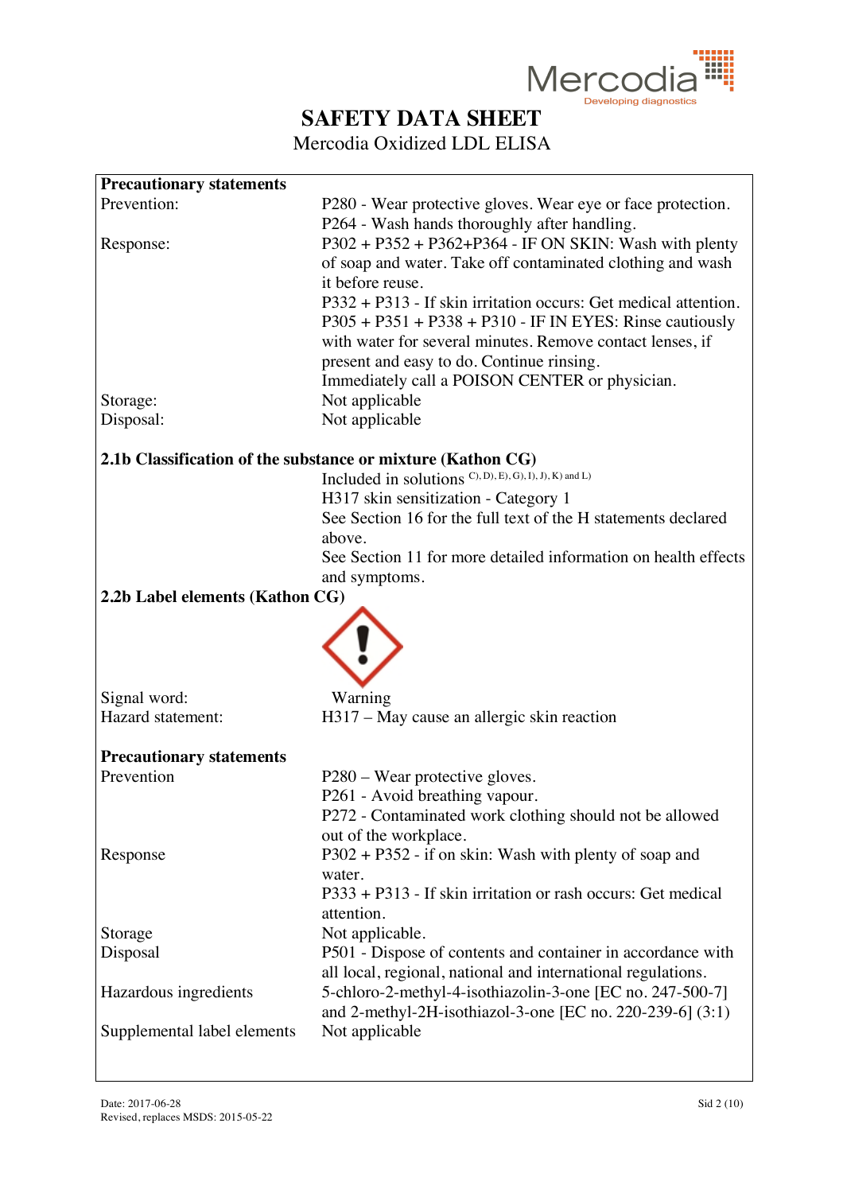**SAFETY DATA SHEET**

Mercodia Oxidized LDL ELISA

**Precautionary statements**

| | |
|---|---|
| Prevention: | P280 - Wear protective gloves. Wear eye or face protection. P264 - Wash hands thoroughly after handling. |
| Response: | P302 + P352 + P362+P364 - IF ON SKIN: Wash with plenty of soap and water. Take off contaminated clothing and wash it before reuse. P332 + P313 - If skin irritation occurs: Get medical attention. P305 + P351 + P338 + P310 - IF IN EYES: Rinse cautiously with water for several minutes. Remove contact lenses, if present and easy to do. Continue rinsing. Immediately call a POISON CENTER or physician. |
| Storage: | Not applicable |
| Disposal: | Not applicable |

**2.1b Classification of the substance or mixture (Kathon CG)**

Included in solutions C), D), E), G), I), J), K) and L)

H317 skin sensitization - Category 1

See Section 16 for the full text of the H statements declared above.

See Section 11 for more detailed information on health effects and symptoms.

**2.2b Label elements (Kathon CG)**

| | |
|---|---|
| Signal word: | Warning |
| Hazard statement: | H317 – May cause an allergic skin reaction |

**Precautionary statements**

| | |
|---|---|
| Prevention | P280 – Wear protective gloves. P261 - Avoid breathing vapour. P272 - Contaminated work clothing should not be allowed out of the workplace. |
| Response | P302 + P352 - if on skin: Wash with plenty of soap and water. P333 + P313 - If skin irritation or rash occurs: Get medical attention. |
| Storage | Not applicable. |
| Disposal | P501 - Dispose of contents and container in accordance with all local, regional, national and international regulations. |
| Hazardous ingredients | 5-chloro-2-methyl-4-isothiazolin-3-one [EC no. 247-500-7] and 2-methyl-2H-isothiazol-3-one [EC no. 220-239-6] (3:1) |
| Supplemental label elements | Not applicable |

Date: 2017-06-28
Revised, replaces MSDS: 2015-05-22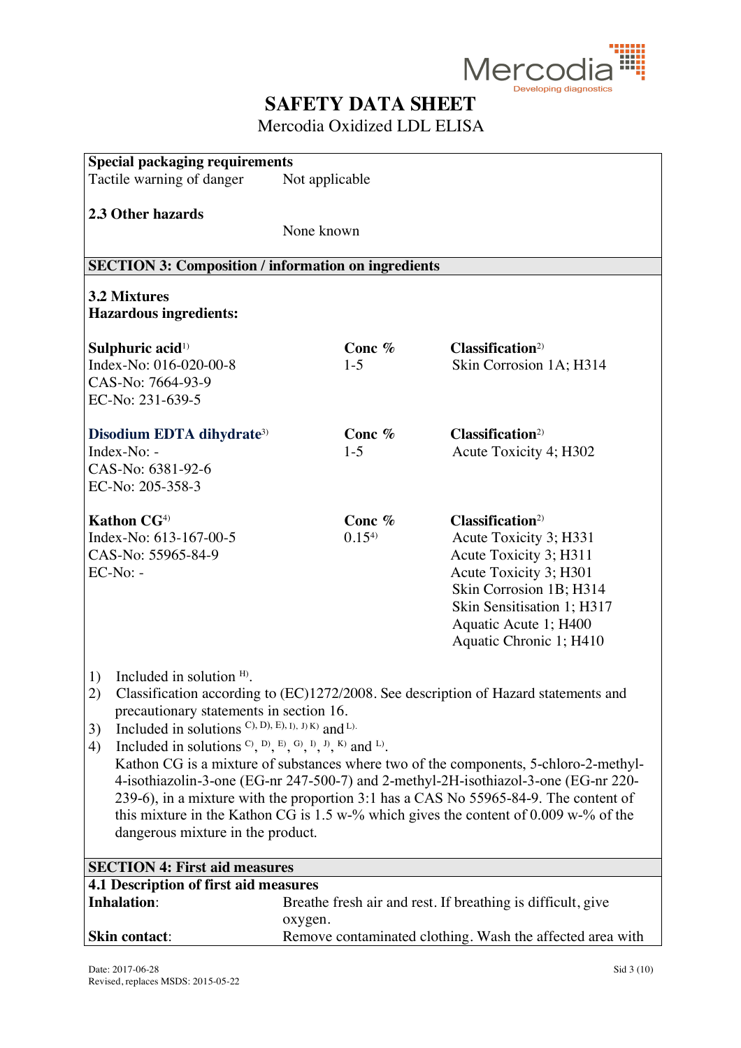**Special packaging requirements**

Tactile warning of danger Not applicable

**2.3 Other hazards**

None known

## SECTION 3: Composition / information on ingredients

**3.2 Mixtures**
**Hazardous ingredients:**

| | Conc % | Classification[2] |
|---|---|---|
| **Sulphuric acid**[1]<br>Index-No: 016-020-00-8<br>CAS-No: 7664-93-9<br>EC-No: 231-639-5 | 1-5 | Skin Corrosion 1A; H314 |
| **Disodium EDTA dihydrate**[3]<br>Index-No: -<br>CAS-No: 6381-92-6<br>EC-No: 205-358-3 | 1-5 | Acute Toxicity 4; H302 |
| **Kathon CG**[4]<br>Index-No: 613-167-00-5<br>CAS-No: 55965-84-9<br>EC-No: - | 0.15[4] | Acute Toxicity 3; H331<br>Acute Toxicity 3; H311<br>Acute Toxicity 3; H301<br>Skin Corrosion 1B; H314<br>Skin Sensitisation 1; H317<br>Aquatic Acute 1; H400<br>Aquatic Chronic 1; H410 |

1) Included in solution [H)].
2) Classification according to (EC)1272/2008. See description of Hazard statements and precautionary statements in section 16.
3) Included in solutions [C), D), E), I), J) K)] and [L)].
4) Included in solutions [C)], [D)], [E)], [G)], [I)], [J)], [K)] and [L)].
   Kathon CG is a mixture of substances where two of the components, 5-chloro-2-methyl-4-isothiazolin-3-one (EG-nr 247-500-7) and 2-methyl-2H-isothiazol-3-one (EG-nr 220-239-6), in a mixture with the proportion 3:1 has a CAS No 55965-84-9. The content of this mixture in the Kathon CG is 1.5 w-% which gives the content of 0.009 w-% of the dangerous mixture in the product.

## SECTION 4: First aid measures

**4.1 Description of first aid measures**

**Inhalation**: Breathe fresh air and rest. If breathing is difficult, give oxygen.

**Skin contact**: Remove contaminated clothing. Wash the affected area with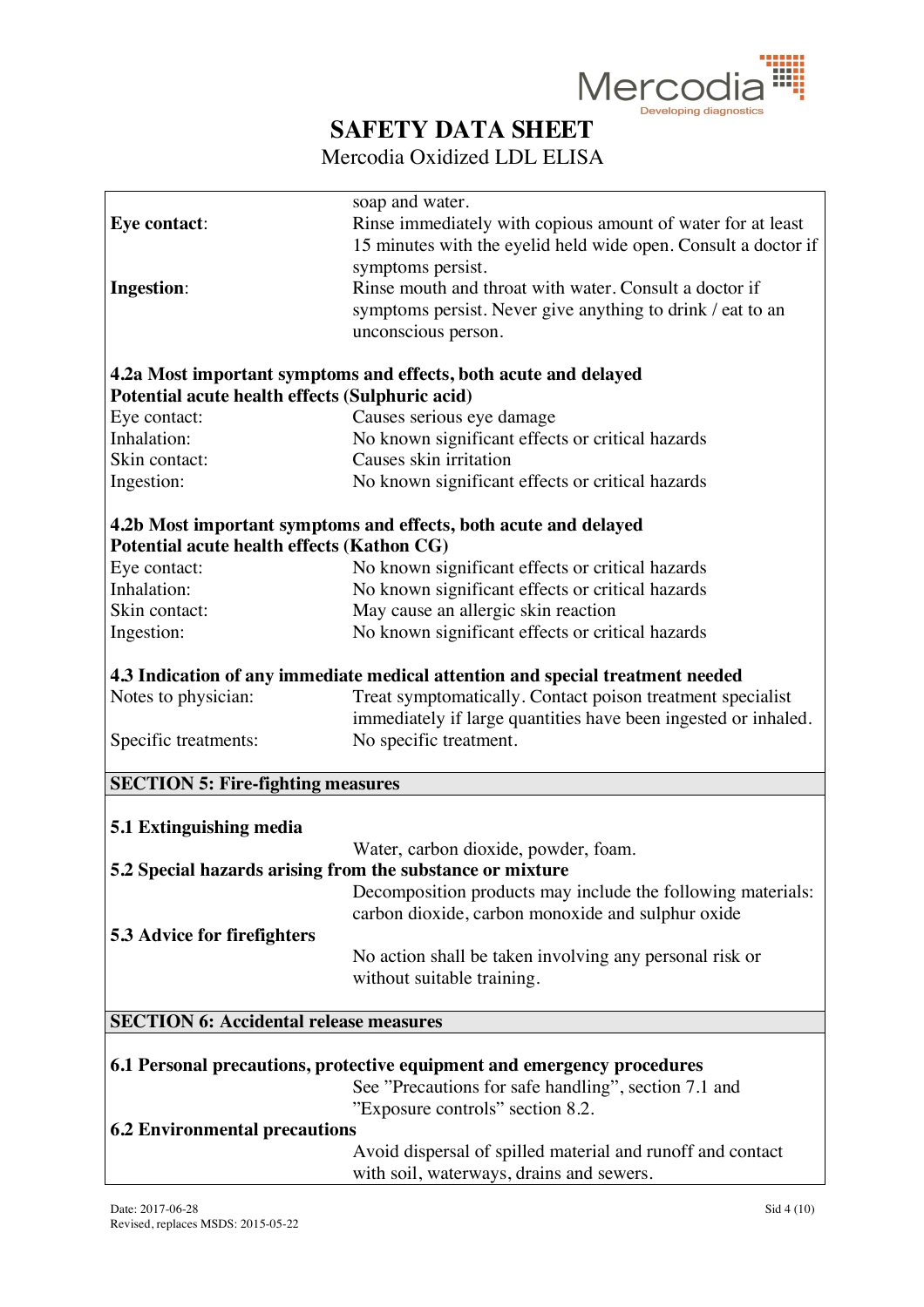soap and water.

**Eye contact**: Rinse immediately with copious amount of water for at least 15 minutes with the eyelid held wide open. Consult a doctor if symptoms persist.

**Ingestion**: Rinse mouth and throat with water. Consult a doctor if symptoms persist. Never give anything to drink / eat to an unconscious person.

**4.2a Most important symptoms and effects, both acute and delayed**

**Potential acute health effects (Sulphuric acid)**

| | |
|---|---|
| Eye contact: | Causes serious eye damage |
| Inhalation: | No known significant effects or critical hazards |
| Skin contact: | Causes skin irritation |
| Ingestion: | No known significant effects or critical hazards |

**4.2b Most important symptoms and effects, both acute and delayed**

**Potential acute health effects (Kathon CG)**

| | |
|---|---|
| Eye contact: | No known significant effects or critical hazards |
| Inhalation: | No known significant effects or critical hazards |
| Skin contact: | May cause an allergic skin reaction |
| Ingestion: | No known significant effects or critical hazards |

**4.3 Indication of any immediate medical attention and special treatment needed**

| | |
|---|---|
| Notes to physician: | Treat symptomatically. Contact poison treatment specialist immediately if large quantities have been ingested or inhaled. |
| Specific treatments: | No specific treatment. |

## SECTION 5: Fire-fighting measures

**5.1 Extinguishing media**

Water, carbon dioxide, powder, foam.

**5.2 Special hazards arising from the substance or mixture**

Decomposition products may include the following materials: carbon dioxide, carbon monoxide and sulphur oxide

**5.3 Advice for firefighters**

No action shall be taken involving any personal risk or without suitable training.

## SECTION 6: Accidental release measures

**6.1 Personal precautions, protective equipment and emergency procedures**

See ”Precautions for safe handling”, section 7.1 and ”Exposure controls” section 8.2.

**6.2 Environmental precautions**

Avoid dispersal of spilled material and runoff and contact with soil, waterways, drains and sewers.

Date: 2017-06-28
Revised, replaces MSDS: 2015-05-22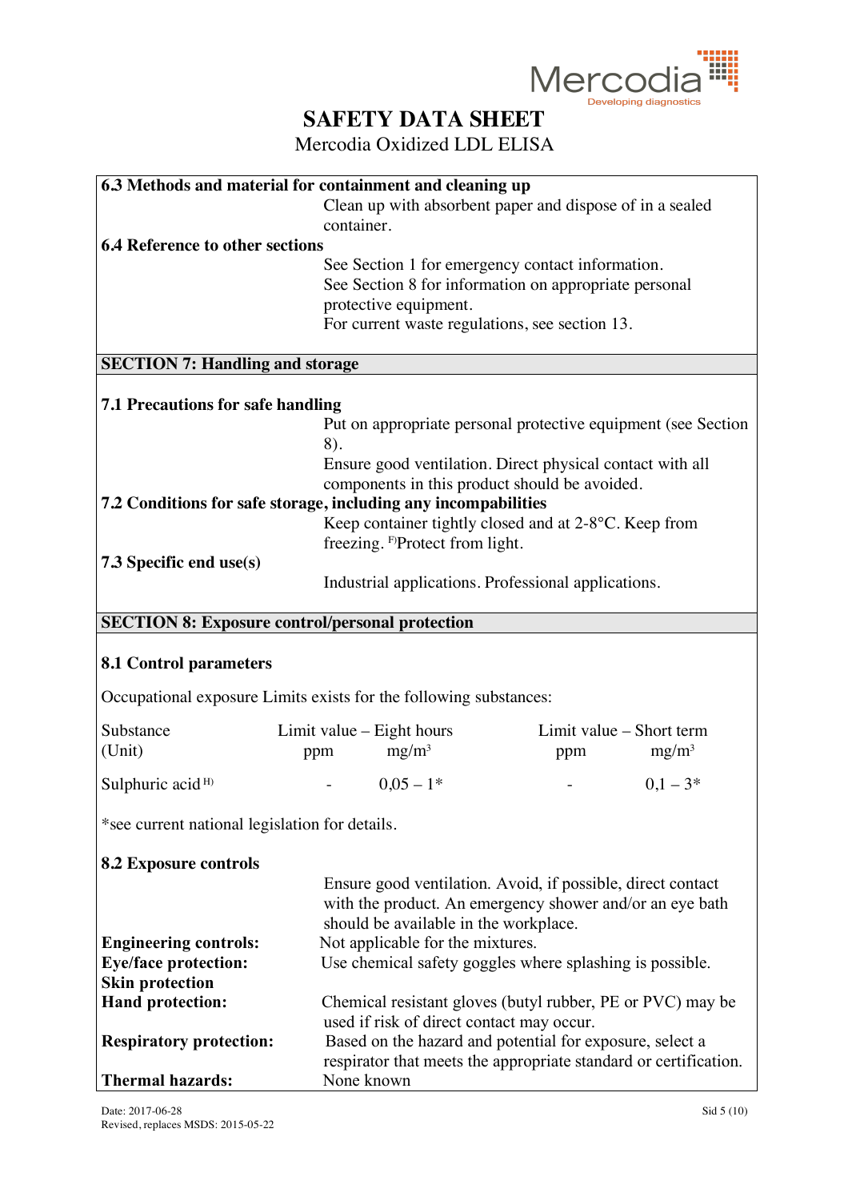# SAFETY DATA SHEET

Mercodia Oxidized LDL ELISA

**6.3 Methods and material for containment and cleaning up**

Clean up with absorbent paper and dispose of in a sealed container.

**6.4 Reference to other sections**

See Section 1 for emergency contact information.
See Section 8 for information on appropriate personal protective equipment.
For current waste regulations, see section 13.

## SECTION 7: Handling and storage

**7.1 Precautions for safe handling**

Put on appropriate personal protective equipment (see Section 8).
Ensure good ventilation. Direct physical contact with all components in this product should be avoided.

**7.2 Conditions for safe storage, including any incompatibilities**

Keep container tightly closed and at 2-8°C. Keep from freezing. [F)]Protect from light.

**7.3 Specific end use(s)**

Industrial applications. Professional applications.

## SECTION 8: Exposure control/personal protection

**8.1 Control parameters**

Occupational exposure Limits exists for the following substances:

| Substance (Unit) | Limit value – Eight hours ppm | Limit value – Eight hours $mg/m^3$ | Limit value – Short term ppm | Limit value – Short term $mg/m^3$ |
|---|---|---|---|---|
| Sulphuric acid [H)] | - | 0,05 – 1* | - | 0,1 – 3* |

*see current national legislation for details.

**8.2 Exposure controls**

Ensure good ventilation. Avoid, if possible, direct contact with the product. An emergency shower and/or an eye bath should be available in the workplace.

**Engineering controls:** Not applicable for the mixtures.

**Eye/face protection:** Use chemical safety goggles where splashing is possible.

**Skin protection**

**Hand protection:** Chemical resistant gloves (butyl rubber, PE or PVC) may be used if risk of direct contact may occur.

**Respiratory protection:** Based on the hazard and potential for exposure, select a respirator that meets the appropriate standard or certification.

**Thermal hazards:** None known

Date: 2017-06-28
Revised, replaces MSDS: 2015-05-22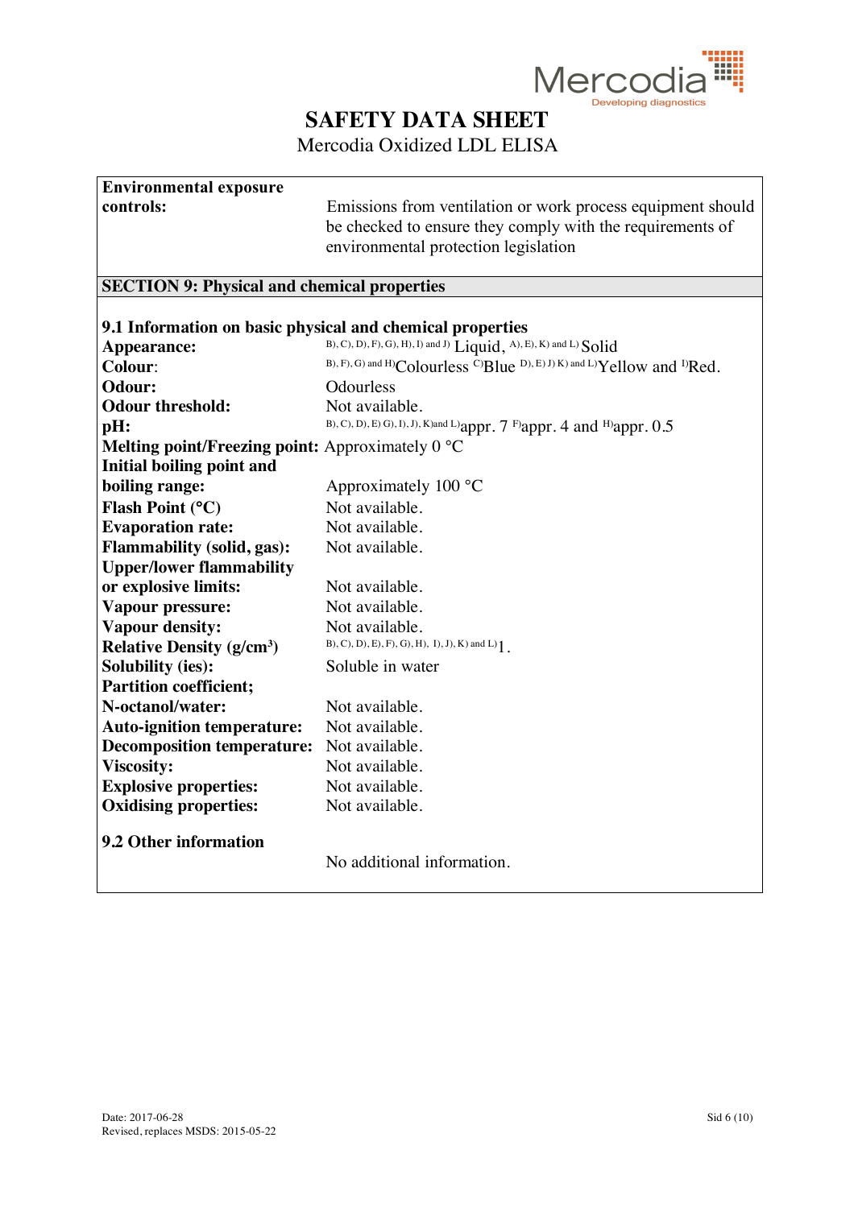# SAFETY DATA SHEET

Mercodia Oxidized LDL ELISA

| | |
|---|---|
| **Environmental exposure controls:** | Emissions from ventilation or work process equipment should be checked to ensure they comply with the requirements of environmental protection legislation |

## SECTION 9: Physical and chemical properties

### 9.1 Information on basic physical and chemical properties

| | |
|---|---|
| **Appearance:** | B), C), D), F), G), H), I) and J) Liquid, A), E), K) and L) Solid |
| **Colour:** | B), F), G) and H) Colourless C) Blue D), E) J) K) and L) Yellow and I) Red. |
| **Odour:** | Odourless |
| **Odour threshold:** | Not available. |
| **pH:** | B), C), D), E) G), I), J), K) and L) appr. 7 F) appr. 4 and H) appr. 0.5 |
| **Melting point/Freezing point:** | Approximately 0 °C |
| **Initial boiling point and boiling range:** | Approximately 100 °C |
| **Flash Point (°C)** | Not available. |
| **Evaporation rate:** | Not available. |
| **Flammability (solid, gas):** | Not available. |
| **Upper/lower flammability or explosive limits:** | Not available. |
| **Vapour pressure:** | Not available. |
| **Vapour density:** | Not available. |
| **Relative Density ($g/cm^3$)** | B), C), D), E), F), G), H), I), J), K) and L) 1. |
| **Solubility (ies):** | Soluble in water |
| **Partition coefficient; N-octanol/water:** | Not available. |
| **Auto-ignition temperature:** | Not available. |
| **Decomposition temperature:** | Not available. |
| **Viscosity:** | Not available. |
| **Explosive properties:** | Not available. |
| **Oxidising properties:** | Not available. |

### 9.2 Other information

No additional information.

Date: 2017-06-28
Revised, replaces MSDS: 2015-05-22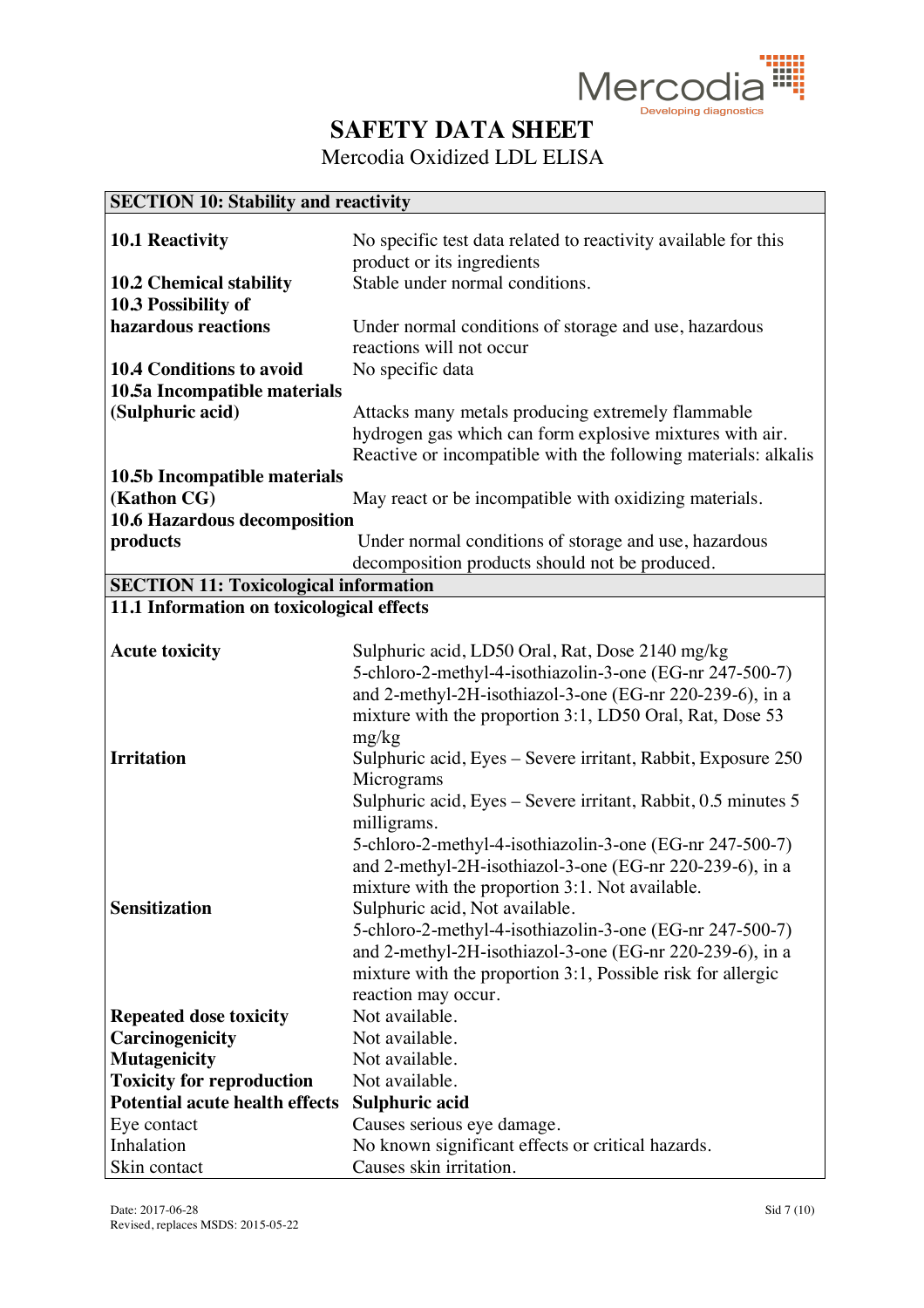# SAFETY DATA SHEET

Mercodia Oxidized LDL ELISA

| SECTION 10: Stability and reactivity | |
|---|---|
| **10.1 Reactivity** | No specific test data related to reactivity available for this product or its ingredients |
| **10.2 Chemical stability** | Stable under normal conditions. |
| **10.3 Possibility of hazardous reactions** | Under normal conditions of storage and use, hazardous reactions will not occur |
| **10.4 Conditions to avoid** | No specific data |
| **10.5a Incompatible materials (Sulphuric acid)** | Attacks many metals producing extremely flammable hydrogen gas which can form explosive mixtures with air. Reactive or incompatible with the following materials: alkalis |
| **10.5b Incompatible materials (Kathon CG)** | May react or be incompatible with oxidizing materials. |
| **10.6 Hazardous decomposition products** | Under normal conditions of storage and use, hazardous decomposition products should not be produced. |

| SECTION 11: Toxicological information | |
|---|---|
| **11.1 Information on toxicological effects** | |
| **Acute toxicity** | Sulphuric acid, LD50 Oral, Rat, Dose 2140 mg/kg<br>5-chloro-2-methyl-4-isothiazolin-3-one (EG-nr 247-500-7) and 2-methyl-2H-isothiazol-3-one (EG-nr 220-239-6), in a mixture with the proportion 3:1, LD50 Oral, Rat, Dose 53 mg/kg |
| **Irritation** | Sulphuric acid, Eyes – Severe irritant, Rabbit, Exposure 250 Micrograms<br>Sulphuric acid, Eyes – Severe irritant, Rabbit, 0.5 minutes 5 milligrams.<br>5-chloro-2-methyl-4-isothiazolin-3-one (EG-nr 247-500-7) and 2-methyl-2H-isothiazol-3-one (EG-nr 220-239-6), in a mixture with the proportion 3:1. Not available. |
| **Sensitization** | Sulphuric acid, Not available.<br>5-chloro-2-methyl-4-isothiazolin-3-one (EG-nr 247-500-7) and 2-methyl-2H-isothiazol-3-one (EG-nr 220-239-6), in a mixture with the proportion 3:1, Possible risk for allergic reaction may occur. |
| **Repeated dose toxicity** | Not available. |
| **Carcinogenicity** | Not available. |
| **Mutagenicity** | Not available. |
| **Toxicity for reproduction** | Not available. |
| **Potential acute health effects** | **Sulphuric acid** |
| Eye contact | Causes serious eye damage. |
| Inhalation | No known significant effects or critical hazards. |
| Skin contact | Causes skin irritation. |

Date: 2017-06-28
Revised, replaces MSDS: 2015-05-22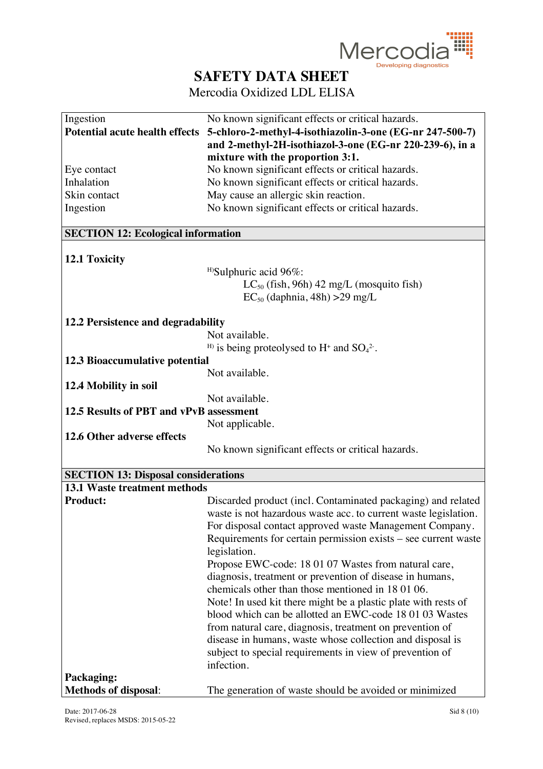| | |
|---|---|
| Ingestion | No known significant effects or critical hazards. |
| **Potential acute health effects** | **5-chloro-2-methyl-4-isothiazolin-3-one (EG-nr 247-500-7) and 2-methyl-2H-isothiazol-3-one (EG-nr 220-239-6), in a mixture with the proportion 3:1.** |
| Eye contact | No known significant effects or critical hazards. |
| Inhalation | No known significant effects or critical hazards. |
| Skin contact | May cause an allergic skin reaction. |
| Ingestion | No known significant effects or critical hazards. |

## SECTION 12: Ecological information

**12.1 Toxicity**

[H)]Sulphuric acid 96%:

$LC_{50}$ (fish, 96h) 42 mg/L (mosquito fish)

$EC_{50}$ (daphnia, 48h) >29 mg/L

**12.2 Persistence and degradability**

Not available.

[H)] is being proteolysed to $H^{+}$ and $SO_4^{2-}$.

**12.3 Bioaccumulative potential**

Not available.

**12.4 Mobility in soil**

Not available.

**12.5 Results of PBT and vPvB assessment**

Not applicable.

**12.6 Other adverse effects**

No known significant effects or critical hazards.

## SECTION 13: Disposal considerations

**13.1 Waste treatment methods**

| | |
|---|---|
| **Product:** | Discarded product (incl. Contaminated packaging) and related waste is not hazardous waste acc. to current waste legislation. For disposal contact approved waste Management Company. Requirements for certain permission exists – see current waste legislation. Propose EWC-code: 18 01 07 Wastes from natural care, diagnosis, treatment or prevention of disease in humans, chemicals other than those mentioned in 18 01 06. Note! In used kit there might be a plastic plate with rests of blood which can be allotted an EWC-code 18 01 03 Wastes from natural care, diagnosis, treatment on prevention of disease in humans, waste whose collection and disposal is subject to special requirements in view of prevention of infection. |
| **Packaging:** | |
| **Methods of disposal**: | The generation of waste should be avoided or minimized |

Date: 2017-06-28
Revised, replaces MSDS: 2015-05-22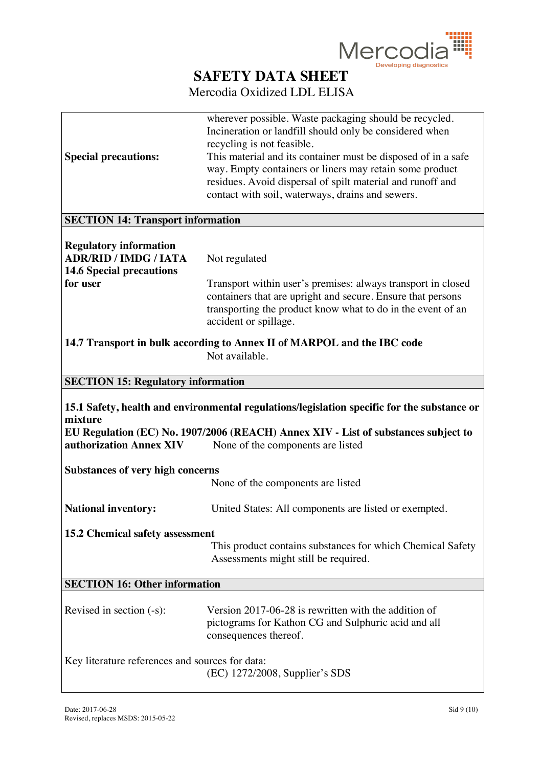| | |
|---|---|
| **Special precautions:** | wherever possible. Waste packaging should be recycled. Incineration or landfill should only be considered when recycling is not feasible. This material and its container must be disposed of in a safe way. Empty containers or liners may retain some product residues. Avoid dispersal of spilt material and runoff and contact with soil, waterways, drains and sewers. |

## SECTION 14: Transport information

**Regulatory information**

**ADR/RID / IMDG / IATA** Not regulated

**14.6 Special precautions for user**

Transport within user's premises: always transport in closed containers that are upright and secure. Ensure that persons transporting the product know what to do in the event of an accident or spillage.

**14.7 Transport in bulk according to Annex II of MARPOL and the IBC code**

Not available.

## SECTION 15: Regulatory information

**15.1 Safety, health and environmental regulations/legislation specific for the substance or mixture**

**EU Regulation (EC) No. 1907/2006 (REACH) Annex XIV - List of substances subject to authorization Annex XIV** None of the components are listed

**Substances of very high concerns**

None of the components are listed

**National inventory:** United States: All components are listed or exempted.

**15.2 Chemical safety assessment**

This product contains substances for which Chemical Safety Assessments might still be required.

## SECTION 16: Other information

Revised in section (-s): Version 2017-06-28 is rewritten with the addition of pictograms for Kathon CG and Sulphuric acid and all consequences thereof.

Key literature references and sources for data:

(EC) 1272/2008, Supplier's SDS

Date: 2017-06-28

Revised, replaces MSDS: 2015-05-22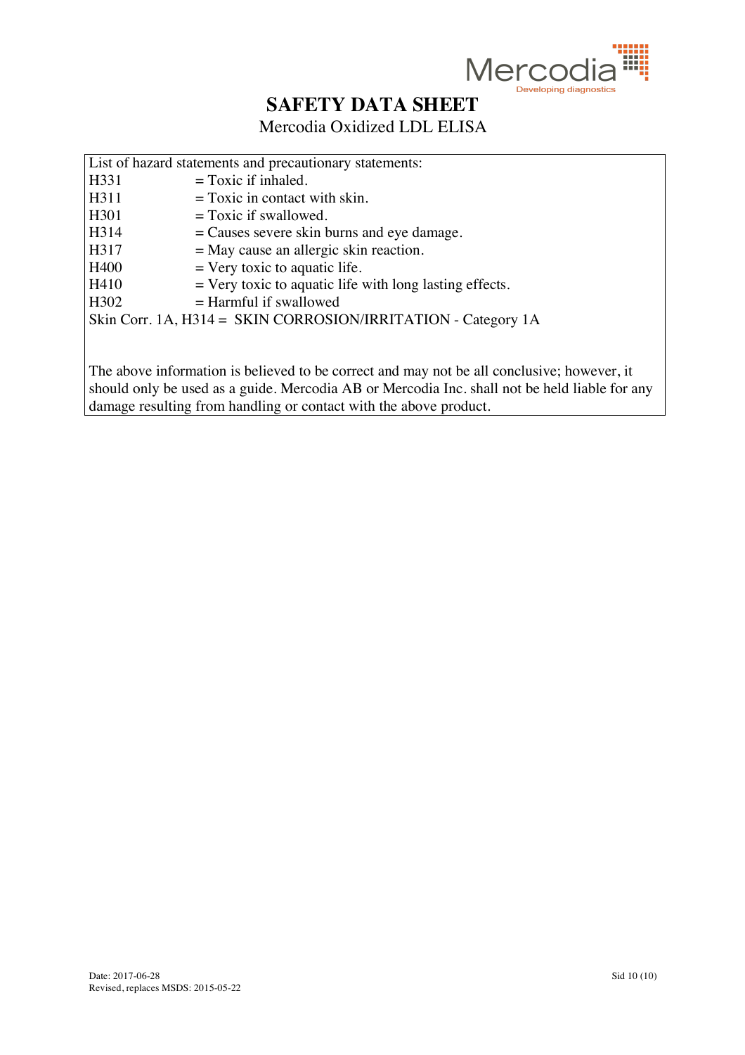# SAFETY DATA SHEET

Mercodia Oxidized LDL ELISA

| | |
|---|---|
| List of hazard statements and precautionary statements: | |
| H331 | = Toxic if inhaled. |
| H311 | = Toxic in contact with skin. |
| H301 | = Toxic if swallowed. |
| H314 | = Causes severe skin burns and eye damage. |
| H317 | = May cause an allergic skin reaction. |
| H400 | = Very toxic to aquatic life. |
| H410 | = Very toxic to aquatic life with long lasting effects. |
| H302 | = Harmful if swallowed |

Skin Corr. 1A, H314 = SKIN CORROSION/IRRITATION - Category 1A

The above information is believed to be correct and may not be all conclusive; however, it should only be used as a guide. Mercodia AB or Mercodia Inc. shall not be held liable for any damage resulting from handling or contact with the above product.

Date: 2017-06-28
Revised, replaces MSDS: 2015-05-22